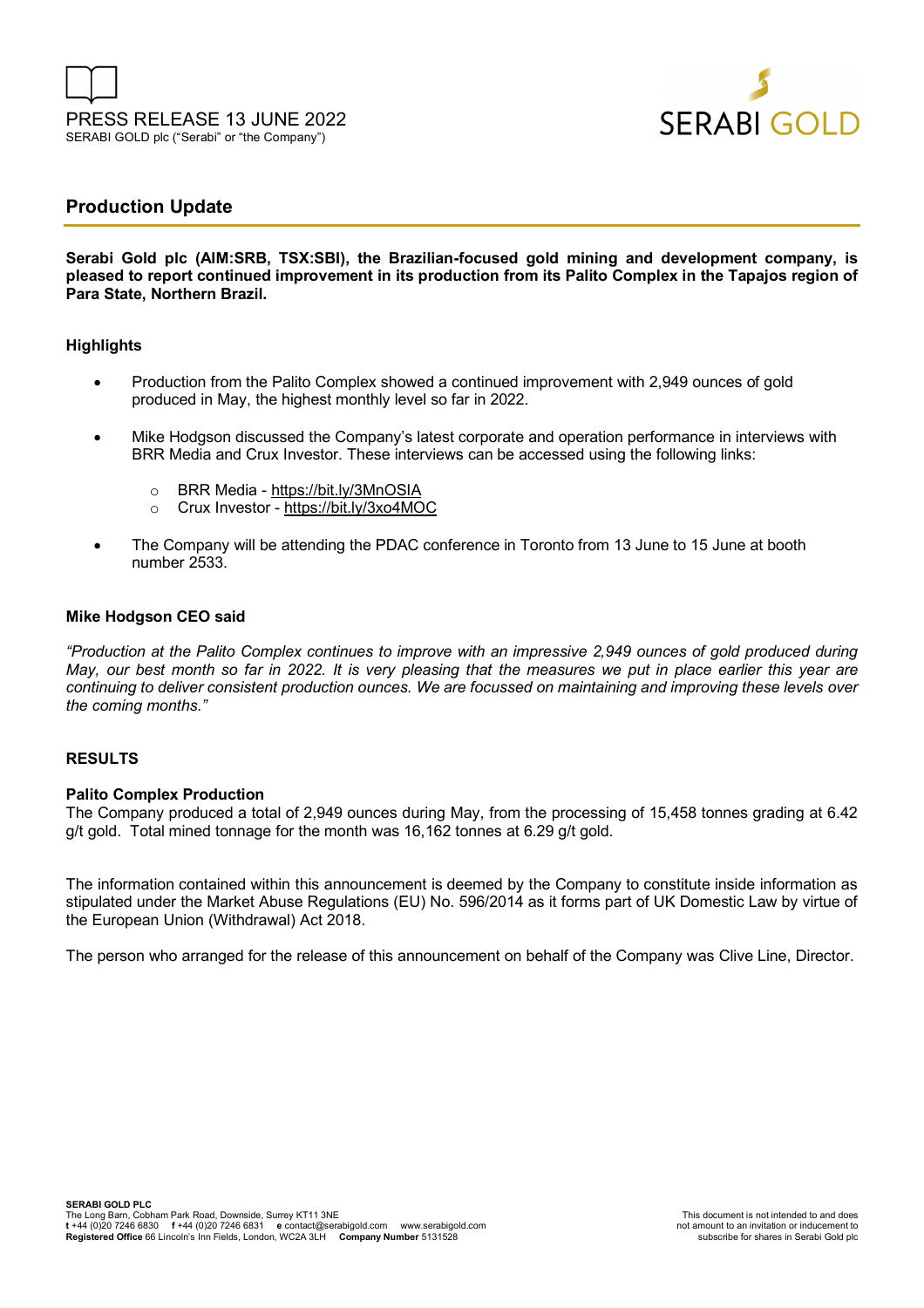PRESS RELEASE 13 JUNE 2022

SERABI GOLD plc ("Serabi" or "the Company")

## Production Update

**Serabi Gold plc (AIM:SRB, TSX:SBI), the Brazilian-focused gold mining and development company, is pleased to report continued improvement in its production from its Palito Complex in the Tapajos region of Para State, Northern Brazil.**

### Highlights

- Production from the Palito Complex showed a continued improvement with 2,949 ounces of gold produced in May, the highest monthly level so far in 2022.
- Mike Hodgson discussed the Company's latest corporate and operation performance in interviews with BRR Media and Crux Investor. These interviews can be accessed using the following links:
  - BRR Media - https://bit.ly/3MnOSIA
  - Crux Investor - https://bit.ly/3xo4MOC
- The Company will be attending the PDAC conference in Toronto from 13 June to 15 June at booth number 2533.

### Mike Hodgson CEO said

*"Production at the Palito Complex continues to improve with an impressive 2,949 ounces of gold produced during May, our best month so far in 2022. It is very pleasing that the measures we put in place earlier this year are continuing to deliver consistent production ounces. We are focussed on maintaining and improving these levels over the coming months."*

### RESULTS

**Palito Complex Production**

The Company produced a total of 2,949 ounces during May, from the processing of 15,458 tonnes grading at 6.42 g/t gold. Total mined tonnage for the month was 16,162 tonnes at 6.29 g/t gold.

The information contained within this announcement is deemed by the Company to constitute inside information as stipulated under the Market Abuse Regulations (EU) No. 596/2014 as it forms part of UK Domestic Law by virtue of the European Union (Withdrawal) Act 2018.

The person who arranged for the release of this announcement on behalf of the Company was Clive Line, Director.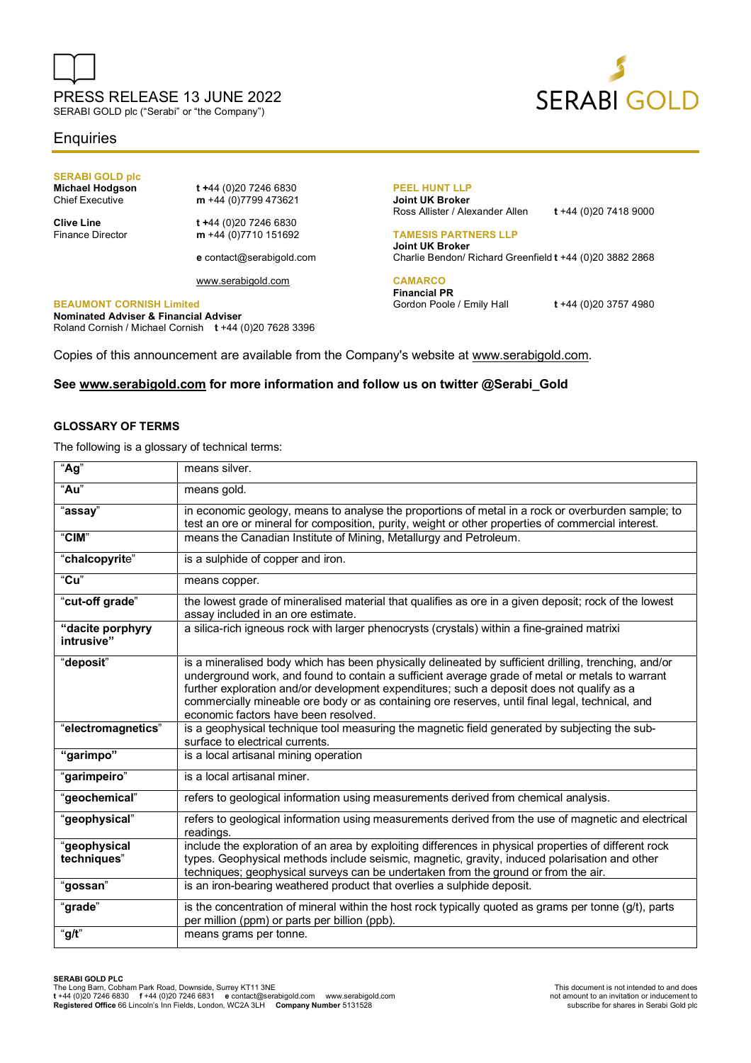PRESS RELEASE 13 JUNE 2022
SERABI GOLD plc ("Serabi" or "the Company")

## Enquiries

**SERABI GOLD plc**

**Michael Hodgson** — t +44 (0)20 7246 6830
Chief Executive — m +44 (0)7799 473621

**Clive Line** — t +44 (0)20 7246 6830
Finance Director — m +44 (0)7710 151692

e contact@serabigold.com

www.serabigold.com

**BEAUMONT CORNISH Limited**
**Nominated Adviser & Financial Adviser**
Roland Cornish / Michael Cornish — t +44 (0)20 7628 3396

**PEEL HUNT LLP**
**Joint UK Broker**
Ross Allister / Alexander Allen — t +44 (0)20 7418 9000

**TAMESIS PARTNERS LLP**
**Joint UK Broker**
Charlie Bendon/ Richard Greenfield — t +44 (0)20 3882 2868

**CAMARCO**
**Financial PR**
Gordon Poole / Emily Hall — t +44 (0)20 3757 4980

Copies of this announcement are available from the Company's website at www.serabigold.com.

**See www.serabigold.com for more information and follow us on twitter @Serabi_Gold**

### GLOSSARY OF TERMS

The following is a glossary of technical terms:

| Term | Definition |
|---|---|
| **"Ag"** | means silver. |
| **"Au"** | means gold. |
| **"assay"** | in economic geology, means to analyse the proportions of metal in a rock or overburden sample; to test an ore or mineral for composition, purity, weight or other properties of commercial interest. |
| **"CIM"** | means the Canadian Institute of Mining, Metallurgy and Petroleum. |
| **"chalcopyrite"** | is a sulphide of copper and iron. |
| **"Cu"** | means copper. |
| **"cut-off grade"** | the lowest grade of mineralised material that qualifies as ore in a given deposit; rock of the lowest assay included in an ore estimate. |
| **"dacite porphyry intrusive"** | a silica-rich igneous rock with larger phenocrysts (crystals) within a fine-grained matrixi |
| **"deposit"** | is a mineralised body which has been physically delineated by sufficient drilling, trenching, and/or underground work, and found to contain a sufficient average grade of metal or metals to warrant further exploration and/or development expenditures; such a deposit does not qualify as a commercially mineable ore body or as containing ore reserves, until final legal, technical, and economic factors have been resolved. |
| **"electromagnetics"** | is a geophysical technique tool measuring the magnetic field generated by subjecting the sub-surface to electrical currents. |
| **"garimpo"** | is a local artisanal mining operation |
| **"garimpeiro"** | is a local artisanal miner. |
| **"geochemical"** | refers to geological information using measurements derived from chemical analysis. |
| **"geophysical"** | refers to geological information using measurements derived from the use of magnetic and electrical readings. |
| **"geophysical techniques"** | include the exploration of an area by exploiting differences in physical properties of different rock types. Geophysical methods include seismic, magnetic, gravity, induced polarisation and other techniques; geophysical surveys can be undertaken from the ground or from the air. |
| **"gossan"** | is an iron-bearing weathered product that overlies a sulphide deposit. |
| **"grade"** | is the concentration of mineral within the host rock typically quoted as grams per tonne (g/t), parts per million (ppm) or parts per billion (ppb). |
| **"g/t"** | means grams per tonne. |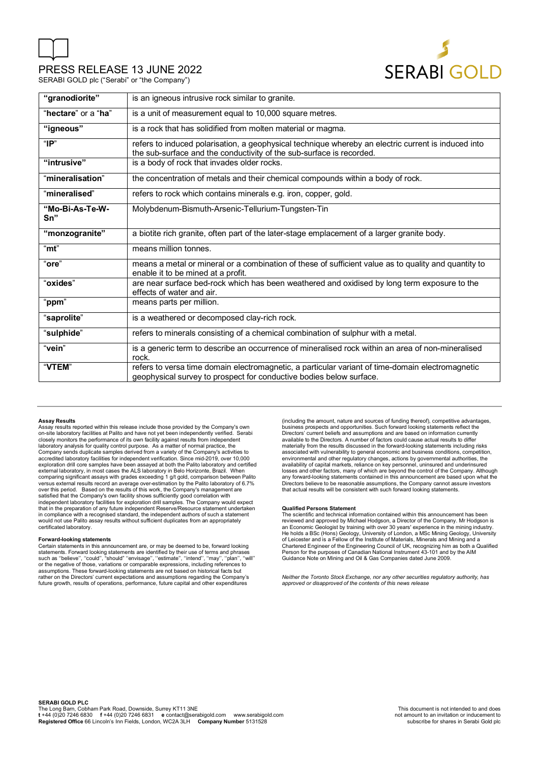| | |
|---|---|
| **"granodiorite"** | is an igneous intrusive rock similar to granite. |
| "**hectare**" or a "**ha**" | is a unit of measurement equal to 10,000 square metres. |
| **"igneous"** | is a rock that has solidified from molten material or magma. |
| "**IP**" | refers to induced polarisation, a geophysical technique whereby an electric current is induced into the sub-surface and the conductivity of the sub-surface is recorded. |
| **"intrusive"** | is a body of rock that invades older rocks. |
| "**mineralisation**" | the concentration of metals and their chemical compounds within a body of rock. |
| "**mineralised**" | refers to rock which contains minerals e.g. iron, copper, gold. |
| **"Mo-Bi-As-Te-W-Sn"** | Molybdenum-Bismuth-Arsenic-Tellurium-Tungsten-Tin |
| **"monzogranite"** | a biotite rich granite, often part of the later-stage emplacement of a larger granite body. |
| "**mt**" | means million tonnes. |
| "**ore**" | means a metal or mineral or a combination of these of sufficient value as to quality and quantity to enable it to be mined at a profit. |
| "**oxides**" | are near surface bed-rock which has been weathered and oxidised by long term exposure to the effects of water and air. |
| "**ppm**" | means parts per million. |
| "**saprolite**" | is a weathered or decomposed clay-rich rock. |
| "**sulphide**" | refers to minerals consisting of a chemical combination of sulphur with a metal. |
| "**vein**" | is a generic term to describe an occurrence of mineralised rock within an area of non-mineralised rock. |
| "**VTEM**" | refers to versa time domain electromagnetic, a particular variant of time-domain electromagnetic geophysical survey to prospect for conductive bodies below surface. |

**Assay Results**

Assay results reported within this release include those provided by the Company's own on-site laboratory facilities at Palito and have not yet been independently verified. Serabi closely monitors the performance of its own facility against results from independent laboratory analysis for quality control purpose. As a matter of normal practice, the Company sends duplicate samples derived from a variety of the Company's activities to accredited laboratory facilities for independent verification. Since mid-2019, over 10,000 exploration drill core samples have been assayed at both the Palito laboratory and certified external laboratory, in most cases the ALS laboratory in Belo Horizonte, Brazil. When comparing significant assays with grades exceeding 1 g/t gold, comparison between Palito versus external results record an average over-estimation by the Palito laboratory of 6.7% over this period. Based on the results of this work, the Company's management are satisfied that the Company's own facility shows sufficiently good correlation with independent laboratory facilities for exploration drill samples. The Company would expect that in the preparation of any future independent Reserve/Resource statement undertaken in compliance with a recognised standard, the independent authors of such a statement would not use Palito assay results without sufficient duplicates from an appropriately certificated laboratory.

**Forward-looking statements**

Certain statements in this announcement are, or may be deemed to be, forward looking statements. Forward looking statements are identified by their use of terms and phrases such as ''believe'', ''could'', "should" ''envisage'', ''estimate'', ''intend'', ''may'', ''plan'', ''will'' or the negative of those, variations or comparable expressions, including references to assumptions. These forward-looking statements are not based on historical facts but rather on the Directors' current expectations and assumptions regarding the Company's future growth, results of operations, performance, future capital and other expenditures (including the amount, nature and sources of funding thereof), competitive advantages, business prospects and opportunities. Such forward looking statements reflect the Directors' current beliefs and assumptions and are based on information currently available to the Directors. A number of factors could cause actual results to differ materially from the results discussed in the forward-looking statements including risks associated with vulnerability to general economic and business conditions, competition, environmental and other regulatory changes, actions by governmental authorities, the availability of capital markets, reliance on key personnel, uninsured and underinsured losses and other factors, many of which are beyond the control of the Company. Although any forward-looking statements contained in this announcement are based upon what the Directors believe to be reasonable assumptions, the Company cannot assure investors that actual results will be consistent with such forward looking statements.

**Qualified Persons Statement**

The scientific and technical information contained within this announcement has been reviewed and approved by Michael Hodgson, a Director of the Company. Mr Hodgson is an Economic Geologist by training with over 30 years' experience in the mining industry. He holds a BSc (Hons) Geology, University of London, a MSc Mining Geology, University of Leicester and is a Fellow of the Institute of Materials, Minerals and Mining and a Chartered Engineer of the Engineering Council of UK, recognizing him as both a Qualified Person for the purposes of Canadian National Instrument 43-101 and by the AIM Guidance Note on Mining and Oil & Gas Companies dated June 2009.

*Neither the Toronto Stock Exchange, nor any other securities regulatory authority, has approved or disapproved of the contents of this news release*